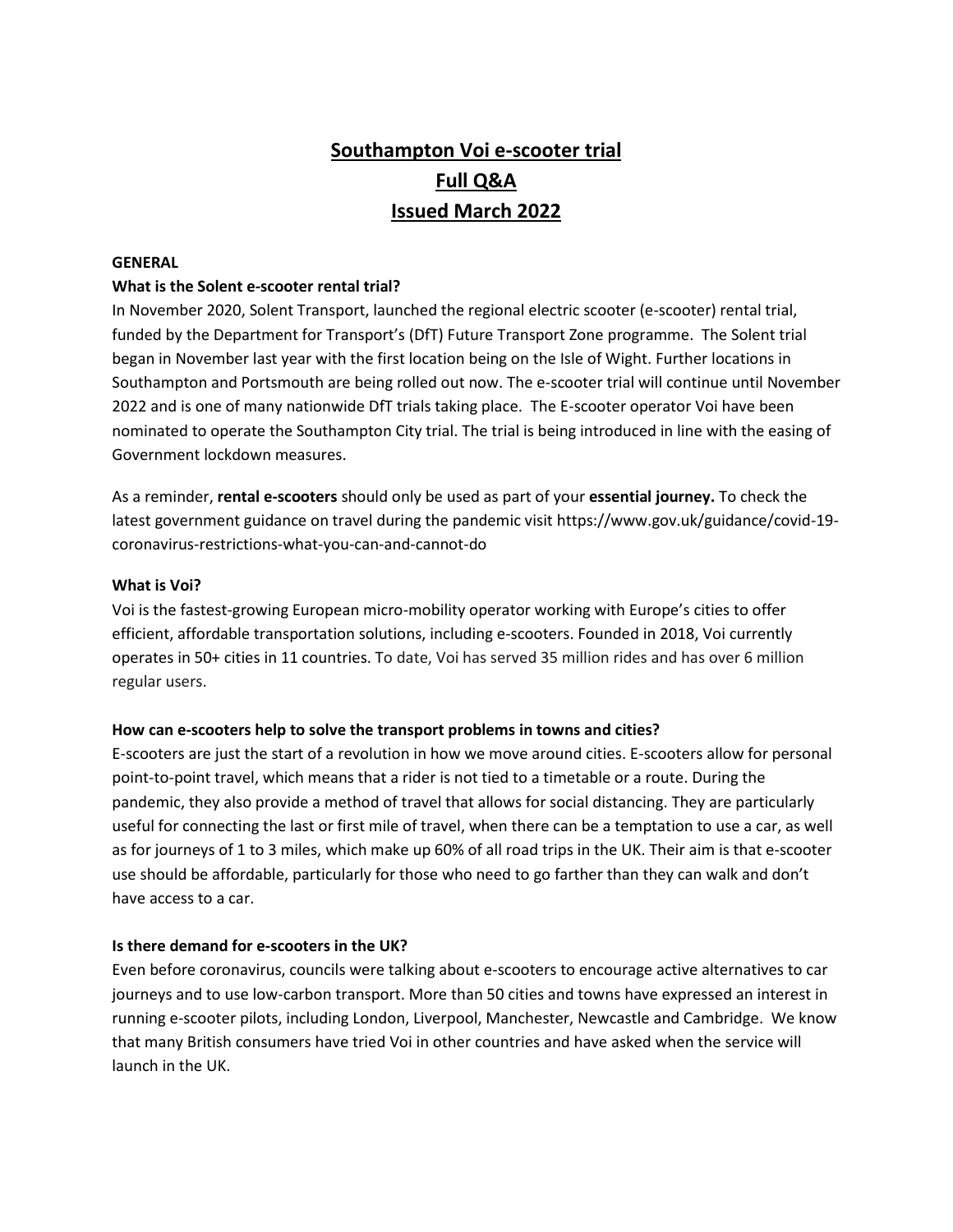# Southampton Voi e-scooter trial
# Full Q&A
# Issued March 2022

**GENERAL**

**What is the Solent e-scooter rental trial?**

In November 2020, Solent Transport, launched the regional electric scooter (e-scooter) rental trial, funded by the Department for Transport's (DfT) Future Transport Zone programme. The Solent trial began in November last year with the first location being on the Isle of Wight. Further locations in Southampton and Portsmouth are being rolled out now. The e-scooter trial will continue until November 2022 and is one of many nationwide DfT trials taking place. The E-scooter operator Voi have been nominated to operate the Southampton City trial. The trial is being introduced in line with the easing of Government lockdown measures.

As a reminder, **rental e-scooters** should only be used as part of your **essential journey.** To check the latest government guidance on travel during the pandemic visit https://www.gov.uk/guidance/covid-19-coronavirus-restrictions-what-you-can-and-cannot-do

**What is Voi?**

Voi is the fastest-growing European micro-mobility operator working with Europe's cities to offer efficient, affordable transportation solutions, including e-scooters. Founded in 2018, Voi currently operates in 50+ cities in 11 countries. To date, Voi has served 35 million rides and has over 6 million regular users.

**How can e-scooters help to solve the transport problems in towns and cities?**

E-scooters are just the start of a revolution in how we move around cities. E-scooters allow for personal point-to-point travel, which means that a rider is not tied to a timetable or a route. During the pandemic, they also provide a method of travel that allows for social distancing. They are particularly useful for connecting the last or first mile of travel, when there can be a temptation to use a car, as well as for journeys of 1 to 3 miles, which make up 60% of all road trips in the UK. Their aim is that e-scooter use should be affordable, particularly for those who need to go farther than they can walk and don't have access to a car.

**Is there demand for e-scooters in the UK?**

Even before coronavirus, councils were talking about e-scooters to encourage active alternatives to car journeys and to use low-carbon transport. More than 50 cities and towns have expressed an interest in running e-scooter pilots, including London, Liverpool, Manchester, Newcastle and Cambridge. We know that many British consumers have tried Voi in other countries and have asked when the service will launch in the UK.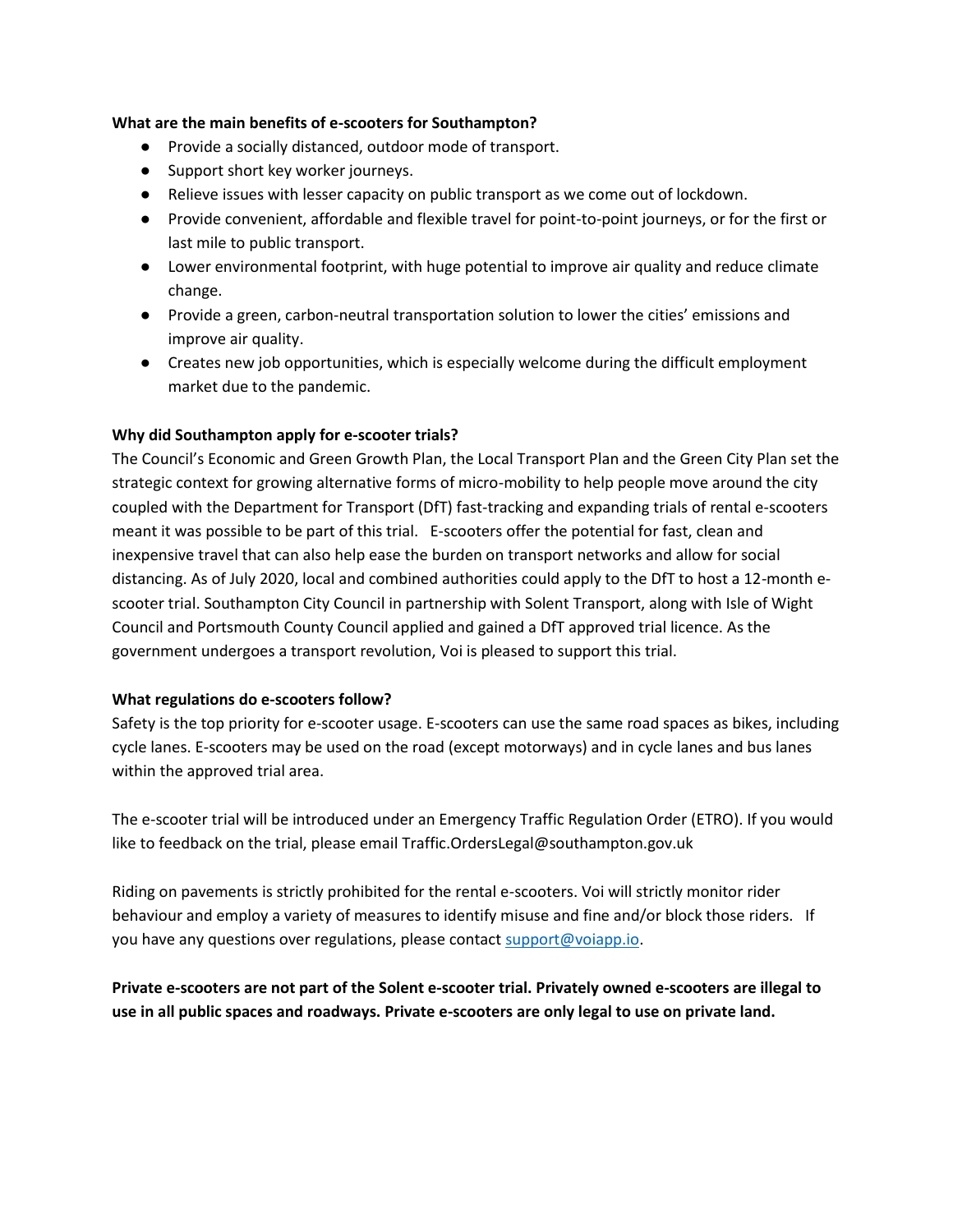**What are the main benefits of e-scooters for Southampton?**

- Provide a socially distanced, outdoor mode of transport.
- Support short key worker journeys.
- Relieve issues with lesser capacity on public transport as we come out of lockdown.
- Provide convenient, affordable and flexible travel for point-to-point journeys, or for the first or last mile to public transport.
- Lower environmental footprint, with huge potential to improve air quality and reduce climate change.
- Provide a green, carbon-neutral transportation solution to lower the cities' emissions and improve air quality.
- Creates new job opportunities, which is especially welcome during the difficult employment market due to the pandemic.

**Why did Southampton apply for e-scooter trials?**

The Council's Economic and Green Growth Plan, the Local Transport Plan and the Green City Plan set the strategic context for growing alternative forms of micro-mobility to help people move around the city coupled with the Department for Transport (DfT) fast-tracking and expanding trials of rental e-scooters meant it was possible to be part of this trial. E-scooters offer the potential for fast, clean and inexpensive travel that can also help ease the burden on transport networks and allow for social distancing. As of July 2020, local and combined authorities could apply to the DfT to host a 12-month e-scooter trial. Southampton City Council in partnership with Solent Transport, along with Isle of Wight Council and Portsmouth County Council applied and gained a DfT approved trial licence. As the government undergoes a transport revolution, Voi is pleased to support this trial.

**What regulations do e-scooters follow?**

Safety is the top priority for e-scooter usage. E-scooters can use the same road spaces as bikes, including cycle lanes. E-scooters may be used on the road (except motorways) and in cycle lanes and bus lanes within the approved trial area.

The e-scooter trial will be introduced under an Emergency Traffic Regulation Order (ETRO). If you would like to feedback on the trial, please email Traffic.OrdersLegal@southampton.gov.uk

Riding on pavements is strictly prohibited for the rental e-scooters. Voi will strictly monitor rider behaviour and employ a variety of measures to identify misuse and fine and/or block those riders. If you have any questions over regulations, please contact [support@voiapp.io](mailto:support@voiapp.io).

**Private e-scooters are not part of the Solent e-scooter trial. Privately owned e-scooters are illegal to use in all public spaces and roadways. Private e-scooters are only legal to use on private land.**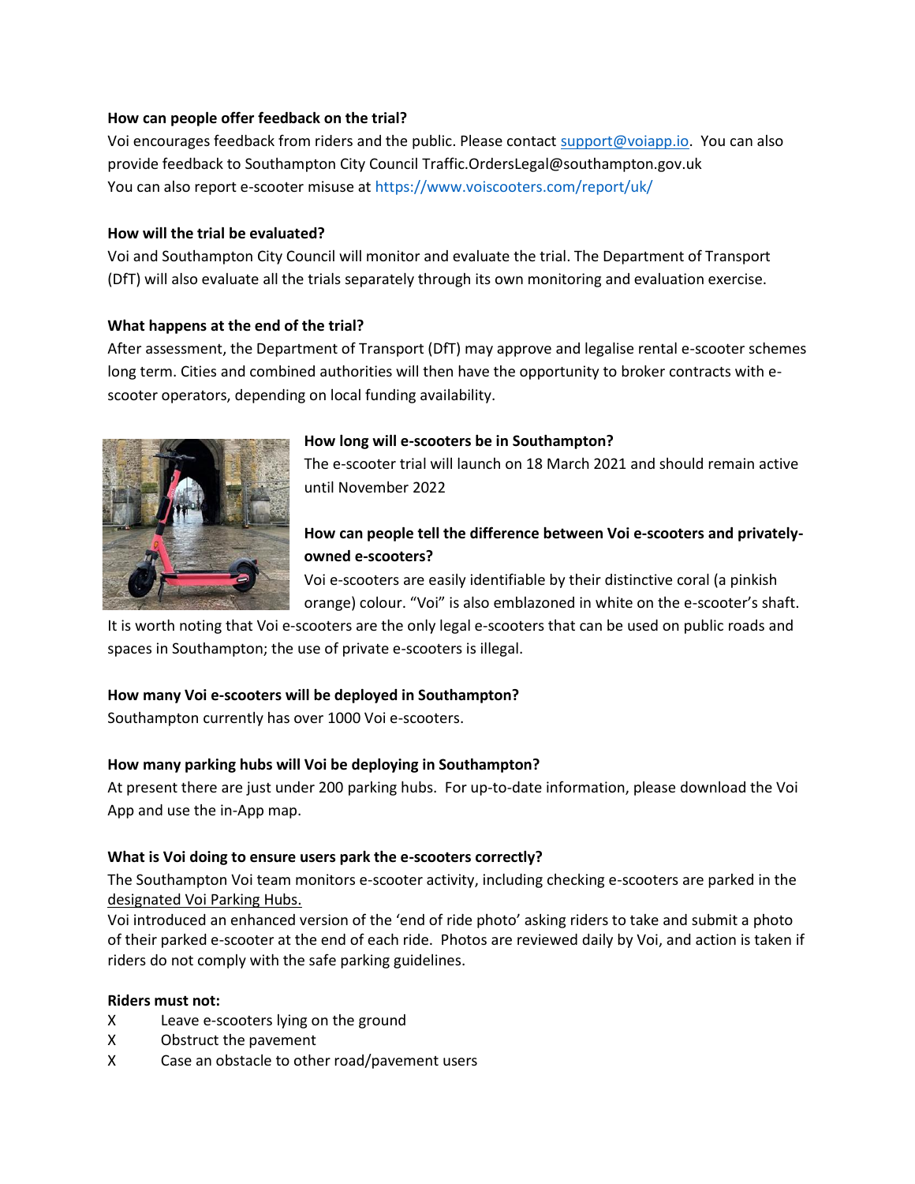**How can people offer feedback on the trial?**

Voi encourages feedback from riders and the public. Please contact support@voiapp.io. You can also provide feedback to Southampton City Council Traffic.OrdersLegal@southampton.gov.uk
You can also report e-scooter misuse at https://www.voiscooters.com/report/uk/

**How will the trial be evaluated?**

Voi and Southampton City Council will monitor and evaluate the trial. The Department of Transport (DfT) will also evaluate all the trials separately through its own monitoring and evaluation exercise.

**What happens at the end of the trial?**

After assessment, the Department of Transport (DfT) may approve and legalise rental e-scooter schemes long term. Cities and combined authorities will then have the opportunity to broker contracts with e-scooter operators, depending on local funding availability.

**How long will e-scooters be in Southampton?**

The e-scooter trial will launch on 18 March 2021 and should remain active until November 2022

**How can people tell the difference between Voi e-scooters and privately-owned e-scooters?**

Voi e-scooters are easily identifiable by their distinctive coral (a pinkish orange) colour. "Voi" is also emblazoned in white on the e-scooter's shaft. It is worth noting that Voi e-scooters are the only legal e-scooters that can be used on public roads and spaces in Southampton; the use of private e-scooters is illegal.

**How many Voi e-scooters will be deployed in Southampton?**

Southampton currently has over 1000 Voi e-scooters.

**How many parking hubs will Voi be deploying in Southampton?**

At present there are just under 200 parking hubs. For up-to-date information, please download the Voi App and use the in-App map.

**What is Voi doing to ensure users park the e-scooters correctly?**

The Southampton Voi team monitors e-scooter activity, including checking e-scooters are parked in the designated Voi Parking Hubs.
Voi introduced an enhanced version of the 'end of ride photo' asking riders to take and submit a photo of their parked e-scooter at the end of each ride. Photos are reviewed daily by Voi, and action is taken if riders do not comply with the safe parking guidelines.

**Riders must not:**

X Leave e-scooters lying on the ground
X Obstruct the pavement
X Case an obstacle to other road/pavement users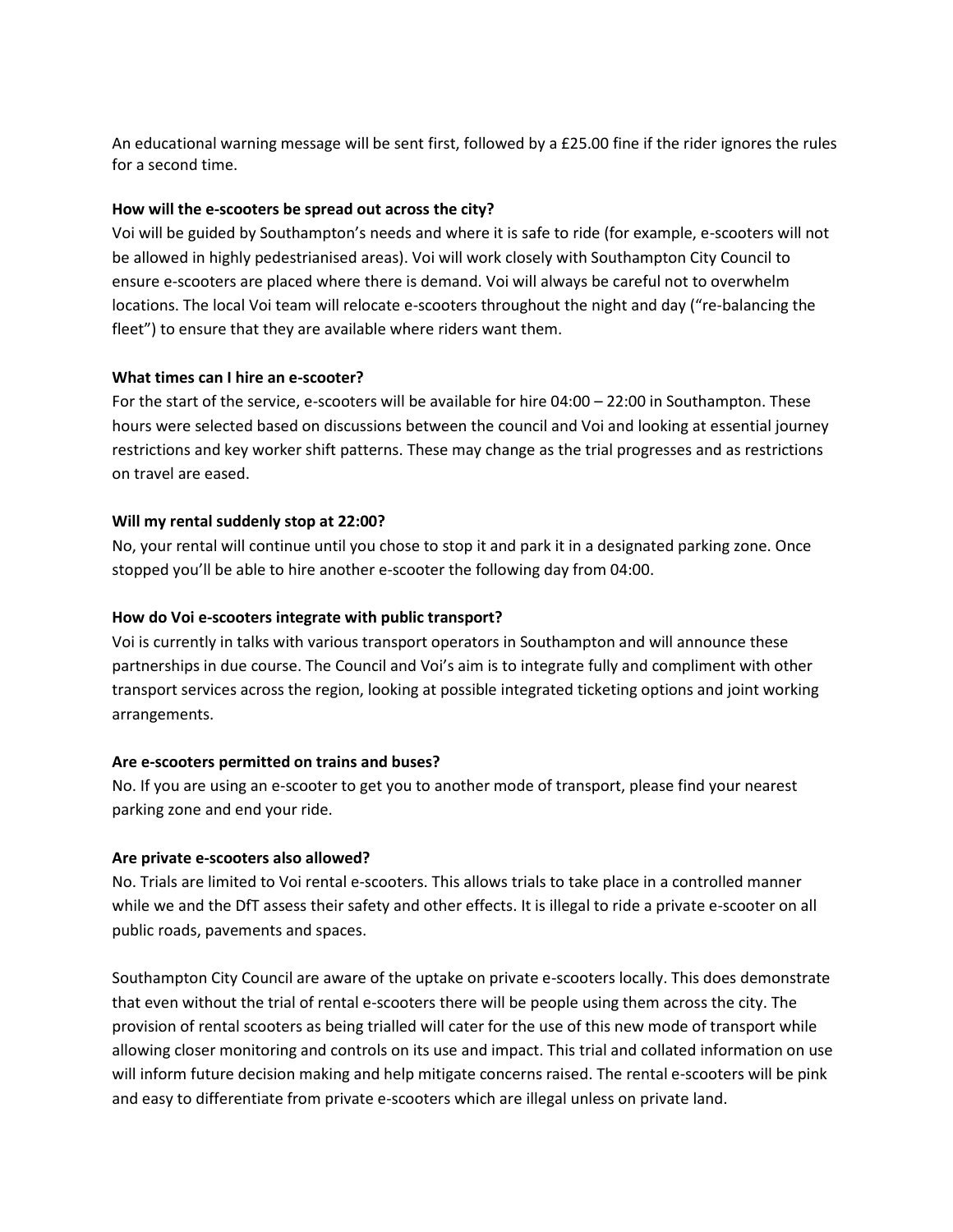An educational warning message will be sent first, followed by a £25.00 fine if the rider ignores the rules for a second time.

**How will the e-scooters be spread out across the city?**

Voi will be guided by Southampton's needs and where it is safe to ride (for example, e-scooters will not be allowed in highly pedestrianised areas). Voi will work closely with Southampton City Council to ensure e-scooters are placed where there is demand. Voi will always be careful not to overwhelm locations. The local Voi team will relocate e-scooters throughout the night and day ("re-balancing the fleet") to ensure that they are available where riders want them.

**What times can I hire an e-scooter?**

For the start of the service, e-scooters will be available for hire 04:00 – 22:00 in Southampton. These hours were selected based on discussions between the council and Voi and looking at essential journey restrictions and key worker shift patterns. These may change as the trial progresses and as restrictions on travel are eased.

**Will my rental suddenly stop at 22:00?**

No, your rental will continue until you chose to stop it and park it in a designated parking zone. Once stopped you'll be able to hire another e-scooter the following day from 04:00.

**How do Voi e-scooters integrate with public transport?**

Voi is currently in talks with various transport operators in Southampton and will announce these partnerships in due course. The Council and Voi's aim is to integrate fully and compliment with other transport services across the region, looking at possible integrated ticketing options and joint working arrangements.

**Are e-scooters permitted on trains and buses?**

No. If you are using an e-scooter to get you to another mode of transport, please find your nearest parking zone and end your ride.

**Are private e-scooters also allowed?**

No. Trials are limited to Voi rental e-scooters. This allows trials to take place in a controlled manner while we and the DfT assess their safety and other effects. It is illegal to ride a private e-scooter on all public roads, pavements and spaces.

Southampton City Council are aware of the uptake on private e-scooters locally. This does demonstrate that even without the trial of rental e-scooters there will be people using them across the city. The provision of rental scooters as being trialled will cater for the use of this new mode of transport while allowing closer monitoring and controls on its use and impact. This trial and collated information on use will inform future decision making and help mitigate concerns raised. The rental e-scooters will be pink and easy to differentiate from private e-scooters which are illegal unless on private land.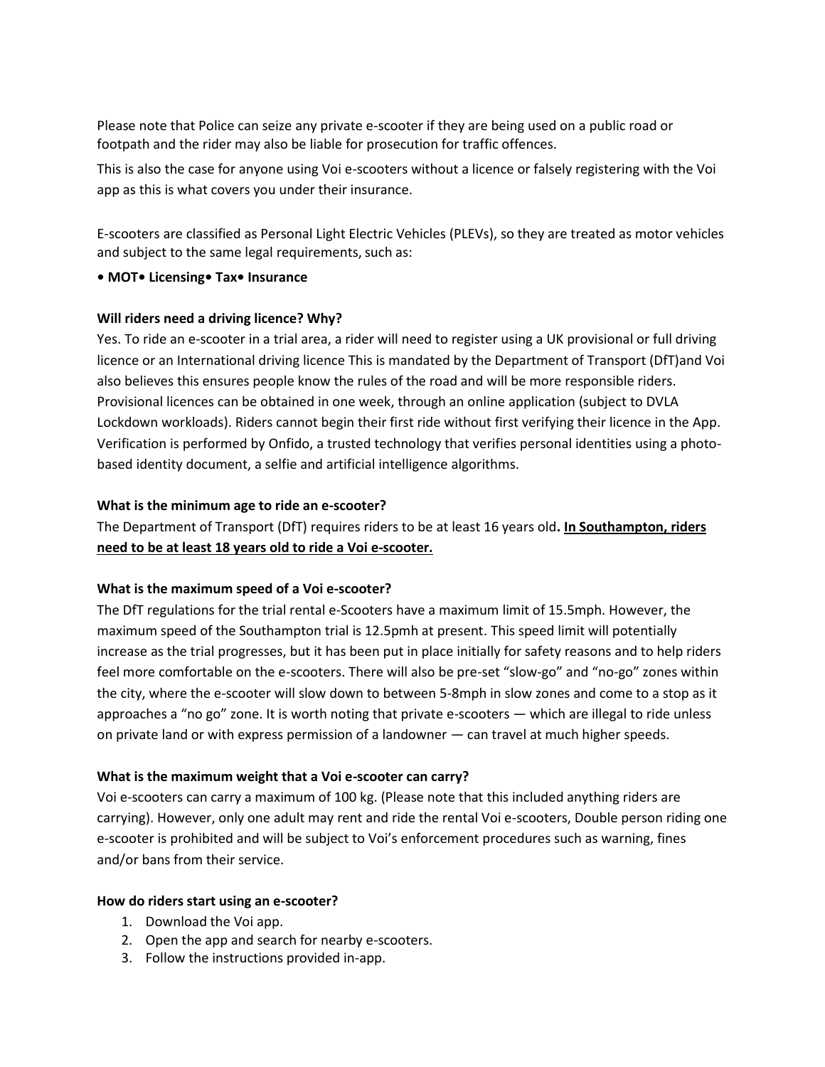Please note that Police can seize any private e-scooter if they are being used on a public road or footpath and the rider may also be liable for prosecution for traffic offences.

This is also the case for anyone using Voi e-scooters without a licence or falsely registering with the Voi app as this is what covers you under their insurance.

E-scooters are classified as Personal Light Electric Vehicles (PLEVs), so they are treated as motor vehicles and subject to the same legal requirements, such as:

**• MOT• Licensing• Tax• Insurance**

**Will riders need a driving licence? Why?**

Yes. To ride an e-scooter in a trial area, a rider will need to register using a UK provisional or full driving licence or an International driving licence This is mandated by the Department of Transport (DfT)and Voi also believes this ensures people know the rules of the road and will be more responsible riders. Provisional licences can be obtained in one week, through an online application (subject to DVLA Lockdown workloads). Riders cannot begin their first ride without first verifying their licence in the App. Verification is performed by Onfido, a trusted technology that verifies personal identities using a photo-based identity document, a selfie and artificial intelligence algorithms.

**What is the minimum age to ride an e-scooter?**

The Department of Transport (DfT) requires riders to be at least 16 years old**. <u>In Southampton, riders need to be at least 18 years old to ride a Voi e-scooter.</u>**

**What is the maximum speed of a Voi e-scooter?**

The DfT regulations for the trial rental e-Scooters have a maximum limit of 15.5mph. However, the maximum speed of the Southampton trial is 12.5pmh at present. This speed limit will potentially increase as the trial progresses, but it has been put in place initially for safety reasons and to help riders feel more comfortable on the e-scooters. There will also be pre-set "slow-go" and "no-go" zones within the city, where the e-scooter will slow down to between 5-8mph in slow zones and come to a stop as it approaches a "no go" zone. It is worth noting that private e-scooters — which are illegal to ride unless on private land or with express permission of a landowner — can travel at much higher speeds.

**What is the maximum weight that a Voi e-scooter can carry?**

Voi e-scooters can carry a maximum of 100 kg. (Please note that this included anything riders are carrying). However, only one adult may rent and ride the rental Voi e-scooters, Double person riding one e-scooter is prohibited and will be subject to Voi's enforcement procedures such as warning, fines and/or bans from their service.

**How do riders start using an e-scooter?**

1. Download the Voi app.
2. Open the app and search for nearby e-scooters.
3. Follow the instructions provided in-app.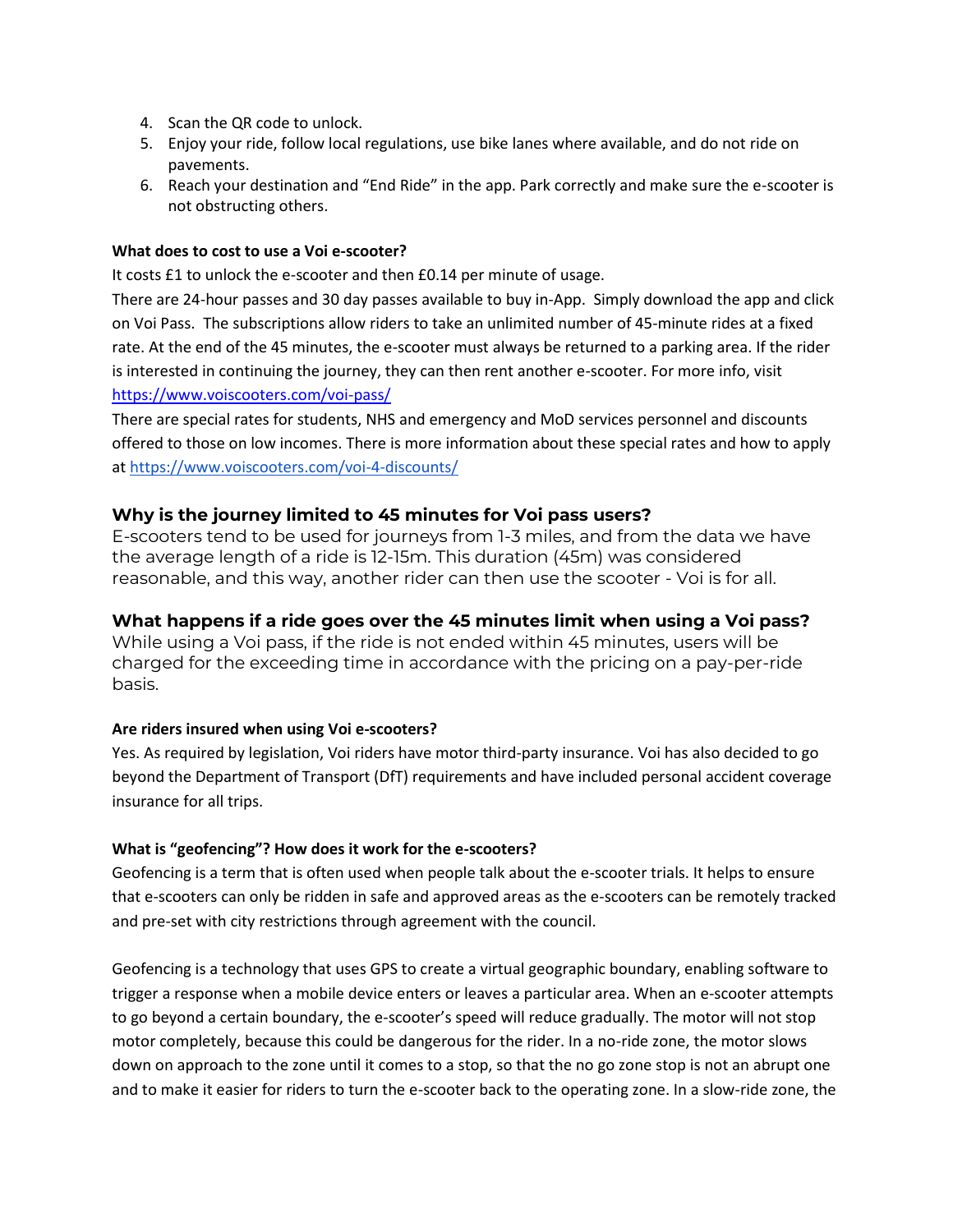4. Scan the QR code to unlock.
5. Enjoy your ride, follow local regulations, use bike lanes where available, and do not ride on pavements.
6. Reach your destination and "End Ride" in the app. Park correctly and make sure the e-scooter is not obstructing others.

**What does to cost to use a Voi e-scooter?**

It costs £1 to unlock the e-scooter and then £0.14 per minute of usage.

There are 24-hour passes and 30 day passes available to buy in-App. Simply download the app and click on Voi Pass. The subscriptions allow riders to take an unlimited number of 45-minute rides at a fixed rate. At the end of the 45 minutes, the e-scooter must always be returned to a parking area. If the rider is interested in continuing the journey, they can then rent another e-scooter. For more info, visit https://www.voiscooters.com/voi-pass/

There are special rates for students, NHS and emergency and MoD services personnel and discounts offered to those on low incomes. There is more information about these special rates and how to apply at https://www.voiscooters.com/voi-4-discounts/

### Why is the journey limited to 45 minutes for Voi pass users?

E-scooters tend to be used for journeys from 1-3 miles, and from the data we have the average length of a ride is 12-15m. This duration (45m) was considered reasonable, and this way, another rider can then use the scooter - Voi is for all.

### What happens if a ride goes over the 45 minutes limit when using a Voi pass?

While using a Voi pass, if the ride is not ended within 45 minutes, users will be charged for the exceeding time in accordance with the pricing on a pay-per-ride basis.

**Are riders insured when using Voi e-scooters?**

Yes. As required by legislation, Voi riders have motor third-party insurance. Voi has also decided to go beyond the Department of Transport (DfT) requirements and have included personal accident coverage insurance for all trips.

**What is "geofencing"? How does it work for the e-scooters?**

Geofencing is a term that is often used when people talk about the e-scooter trials. It helps to ensure that e-scooters can only be ridden in safe and approved areas as the e-scooters can be remotely tracked and pre-set with city restrictions through agreement with the council.

Geofencing is a technology that uses GPS to create a virtual geographic boundary, enabling software to trigger a response when a mobile device enters or leaves a particular area. When an e-scooter attempts to go beyond a certain boundary, the e-scooter's speed will reduce gradually. The motor will not stop motor completely, because this could be dangerous for the rider. In a no-ride zone, the motor slows down on approach to the zone until it comes to a stop, so that the no go zone stop is not an abrupt one and to make it easier for riders to turn the e-scooter back to the operating zone. In a slow-ride zone, the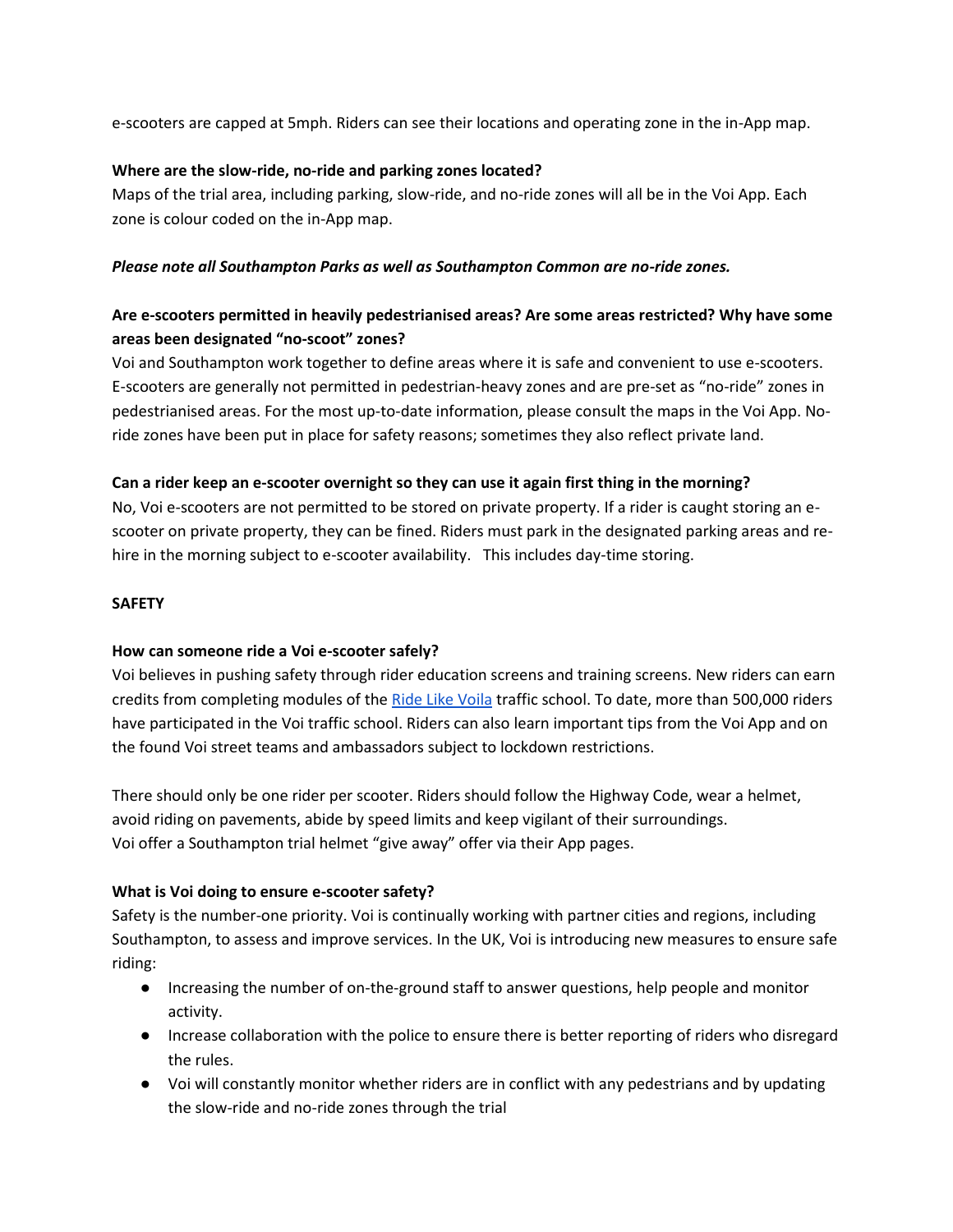e-scooters are capped at 5mph. Riders can see their locations and operating zone in the in-App map.

**Where are the slow-ride, no-ride and parking zones located?**

Maps of the trial area, including parking, slow-ride, and no-ride zones will all be in the Voi App. Each zone is colour coded on the in-App map.

***Please note all Southampton Parks as well as Southampton Common are no-ride zones.***

**Are e-scooters permitted in heavily pedestrianised areas? Are some areas restricted? Why have some areas been designated "no-scoot" zones?**

Voi and Southampton work together to define areas where it is safe and convenient to use e-scooters. E-scooters are generally not permitted in pedestrian-heavy zones and are pre-set as "no-ride" zones in pedestrianised areas. For the most up-to-date information, please consult the maps in the Voi App. No-ride zones have been put in place for safety reasons; sometimes they also reflect private land.

**Can a rider keep an e-scooter overnight so they can use it again first thing in the morning?**

No, Voi e-scooters are not permitted to be stored on private property. If a rider is caught storing an e-scooter on private property, they can be fined. Riders must park in the designated parking areas and re-hire in the morning subject to e-scooter availability. This includes day-time storing.

**SAFETY**

**How can someone ride a Voi e-scooter safely?**

Voi believes in pushing safety through rider education screens and training screens. New riders can earn credits from completing modules of the Ride Like Voila traffic school. To date, more than 500,000 riders have participated in the Voi traffic school. Riders can also learn important tips from the Voi App and on the found Voi street teams and ambassadors subject to lockdown restrictions.

There should only be one rider per scooter. Riders should follow the Highway Code, wear a helmet, avoid riding on pavements, abide by speed limits and keep vigilant of their surroundings.
Voi offer a Southampton trial helmet "give away" offer via their App pages.

**What is Voi doing to ensure e-scooter safety?**

Safety is the number-one priority. Voi is continually working with partner cities and regions, including Southampton, to assess and improve services. In the UK, Voi is introducing new measures to ensure safe riding:

- Increasing the number of on-the-ground staff to answer questions, help people and monitor activity.
- Increase collaboration with the police to ensure there is better reporting of riders who disregard the rules.
- Voi will constantly monitor whether riders are in conflict with any pedestrians and by updating the slow-ride and no-ride zones through the trial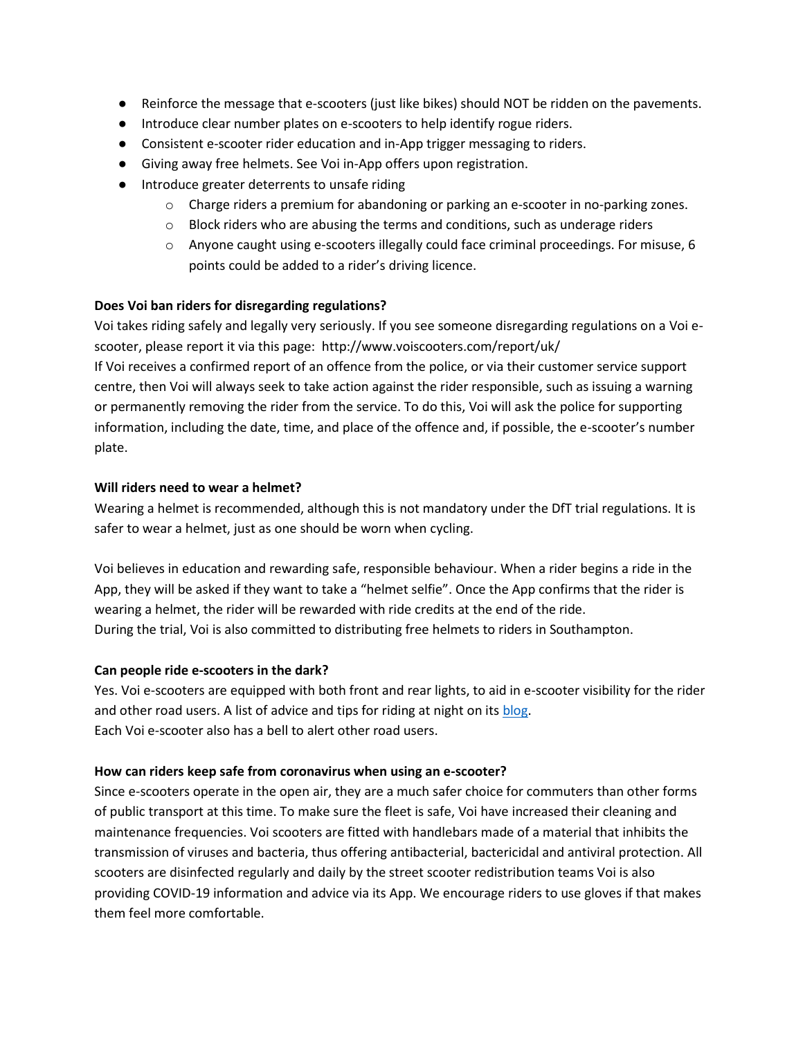- Reinforce the message that e-scooters (just like bikes) should NOT be ridden on the pavements.
- Introduce clear number plates on e-scooters to help identify rogue riders.
- Consistent e-scooter rider education and in-App trigger messaging to riders.
- Giving away free helmets. See Voi in-App offers upon registration.
- Introduce greater deterrents to unsafe riding
    - Charge riders a premium for abandoning or parking an e-scooter in no-parking zones.
    - Block riders who are abusing the terms and conditions, such as underage riders
    - Anyone caught using e-scooters illegally could face criminal proceedings. For misuse, 6 points could be added to a rider's driving licence.

**Does Voi ban riders for disregarding regulations?**

Voi takes riding safely and legally very seriously. If you see someone disregarding regulations on a Voi e-scooter, please report it via this page: http://www.voiscooters.com/report/uk/

If Voi receives a confirmed report of an offence from the police, or via their customer service support centre, then Voi will always seek to take action against the rider responsible, such as issuing a warning or permanently removing the rider from the service. To do this, Voi will ask the police for supporting information, including the date, time, and place of the offence and, if possible, the e-scooter's number plate.

**Will riders need to wear a helmet?**

Wearing a helmet is recommended, although this is not mandatory under the DfT trial regulations. It is safer to wear a helmet, just as one should be worn when cycling.

Voi believes in education and rewarding safe, responsible behaviour. When a rider begins a ride in the App, they will be asked if they want to take a "helmet selfie". Once the App confirms that the rider is wearing a helmet, the rider will be rewarded with ride credits at the end of the ride.

During the trial, Voi is also committed to distributing free helmets to riders in Southampton.

**Can people ride e-scooters in the dark?**

Yes. Voi e-scooters are equipped with both front and rear lights, to aid in e-scooter visibility for the rider and other road users. A list of advice and tips for riding at night on its blog.

Each Voi e-scooter also has a bell to alert other road users.

**How can riders keep safe from coronavirus when using an e-scooter?**

Since e-scooters operate in the open air, they are a much safer choice for commuters than other forms of public transport at this time. To make sure the fleet is safe, Voi have increased their cleaning and maintenance frequencies. Voi scooters are fitted with handlebars made of a material that inhibits the transmission of viruses and bacteria, thus offering antibacterial, bactericidal and antiviral protection. All scooters are disinfected regularly and daily by the street scooter redistribution teams Voi is also providing COVID-19 information and advice via its App. We encourage riders to use gloves if that makes them feel more comfortable.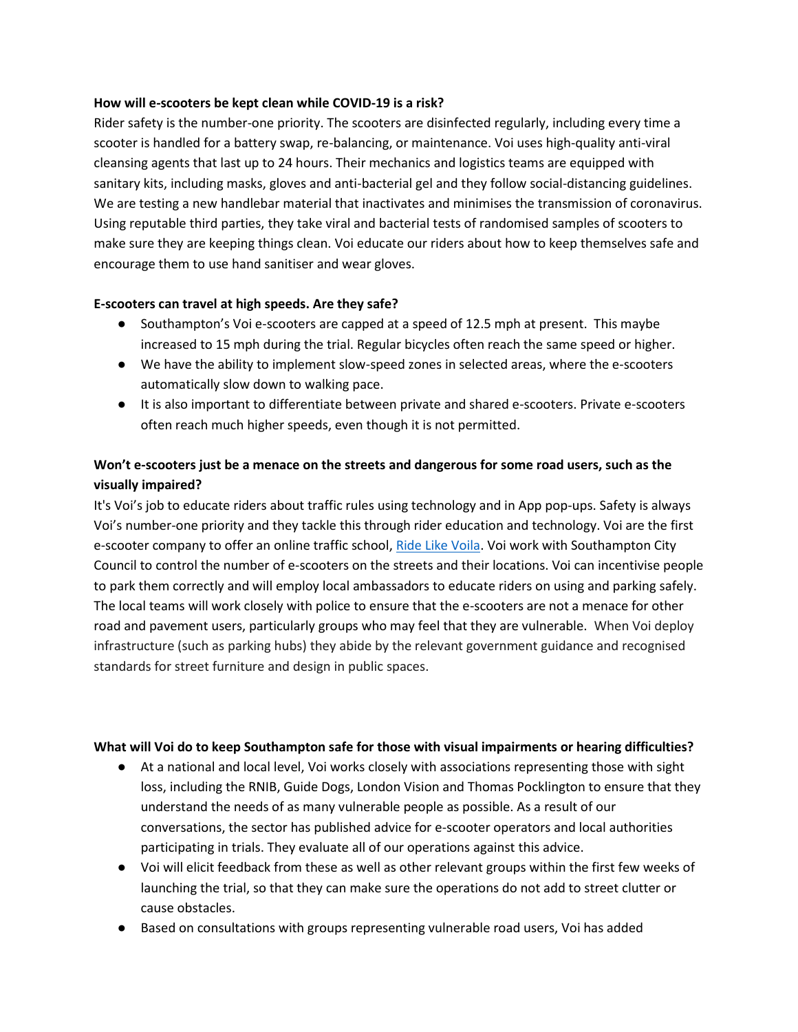**How will e-scooters be kept clean while COVID-19 is a risk?**

Rider safety is the number-one priority. The scooters are disinfected regularly, including every time a scooter is handled for a battery swap, re-balancing, or maintenance. Voi uses high-quality anti-viral cleansing agents that last up to 24 hours. Their mechanics and logistics teams are equipped with sanitary kits, including masks, gloves and anti-bacterial gel and they follow social-distancing guidelines. We are testing a new handlebar material that inactivates and minimises the transmission of coronavirus. Using reputable third parties, they take viral and bacterial tests of randomised samples of scooters to make sure they are keeping things clean. Voi educate our riders about how to keep themselves safe and encourage them to use hand sanitiser and wear gloves.

**E-scooters can travel at high speeds. Are they safe?**

- Southampton's Voi e-scooters are capped at a speed of 12.5 mph at present. This maybe increased to 15 mph during the trial. Regular bicycles often reach the same speed or higher.
- We have the ability to implement slow-speed zones in selected areas, where the e-scooters automatically slow down to walking pace.
- It is also important to differentiate between private and shared e-scooters. Private e-scooters often reach much higher speeds, even though it is not permitted.

**Won't e-scooters just be a menace on the streets and dangerous for some road users, such as the visually impaired?**

It's Voi's job to educate riders about traffic rules using technology and in App pop-ups. Safety is always Voi's number-one priority and they tackle this through rider education and technology. Voi are the first e-scooter company to offer an online traffic school, Ride Like Voila. Voi work with Southampton City Council to control the number of e-scooters on the streets and their locations. Voi can incentivise people to park them correctly and will employ local ambassadors to educate riders on using and parking safely. The local teams will work closely with police to ensure that the e-scooters are not a menace for other road and pavement users, particularly groups who may feel that they are vulnerable. When Voi deploy infrastructure (such as parking hubs) they abide by the relevant government guidance and recognised standards for street furniture and design in public spaces.

**What will Voi do to keep Southampton safe for those with visual impairments or hearing difficulties?**

- At a national and local level, Voi works closely with associations representing those with sight loss, including the RNIB, Guide Dogs, London Vision and Thomas Pocklington to ensure that they understand the needs of as many vulnerable people as possible. As a result of our conversations, the sector has published advice for e-scooter operators and local authorities participating in trials. They evaluate all of our operations against this advice.
- Voi will elicit feedback from these as well as other relevant groups within the first few weeks of launching the trial, so that they can make sure the operations do not add to street clutter or cause obstacles.
- Based on consultations with groups representing vulnerable road users, Voi has added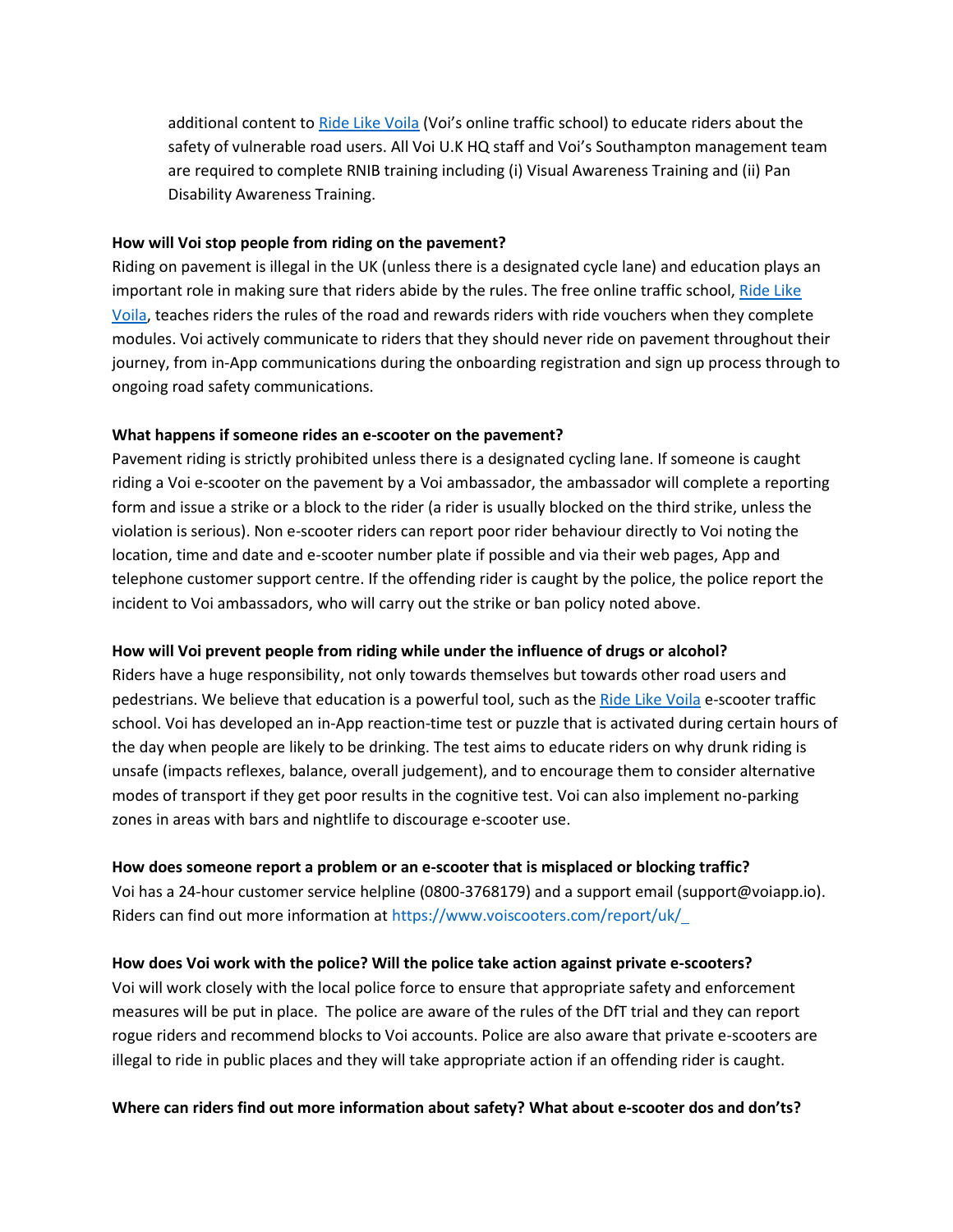additional content to Ride Like Voila (Voi's online traffic school) to educate riders about the safety of vulnerable road users. All Voi U.K HQ staff and Voi's Southampton management team are required to complete RNIB training including (i) Visual Awareness Training and (ii) Pan Disability Awareness Training.

**How will Voi stop people from riding on the pavement?**

Riding on pavement is illegal in the UK (unless there is a designated cycle lane) and education plays an important role in making sure that riders abide by the rules. The free online traffic school, Ride Like Voila, teaches riders the rules of the road and rewards riders with ride vouchers when they complete modules. Voi actively communicate to riders that they should never ride on pavement throughout their journey, from in-App communications during the onboarding registration and sign up process through to ongoing road safety communications.

**What happens if someone rides an e-scooter on the pavement?**

Pavement riding is strictly prohibited unless there is a designated cycling lane. If someone is caught riding a Voi e-scooter on the pavement by a Voi ambassador, the ambassador will complete a reporting form and issue a strike or a block to the rider (a rider is usually blocked on the third strike, unless the violation is serious). Non e-scooter riders can report poor rider behaviour directly to Voi noting the location, time and date and e-scooter number plate if possible and via their web pages, App and telephone customer support centre. If the offending rider is caught by the police, the police report the incident to Voi ambassadors, who will carry out the strike or ban policy noted above.

**How will Voi prevent people from riding while under the influence of drugs or alcohol?**

Riders have a huge responsibility, not only towards themselves but towards other road users and pedestrians. We believe that education is a powerful tool, such as the Ride Like Voila e-scooter traffic school. Voi has developed an in-App reaction-time test or puzzle that is activated during certain hours of the day when people are likely to be drinking. The test aims to educate riders on why drunk riding is unsafe (impacts reflexes, balance, overall judgement), and to encourage them to consider alternative modes of transport if they get poor results in the cognitive test. Voi can also implement no-parking zones in areas with bars and nightlife to discourage e-scooter use.

**How does someone report a problem or an e-scooter that is misplaced or blocking traffic?**

Voi has a 24-hour customer service helpline (0800-3768179) and a support email (support@voiapp.io). Riders can find out more information at https://www.voiscooters.com/report/uk/

**How does Voi work with the police? Will the police take action against private e-scooters?**

Voi will work closely with the local police force to ensure that appropriate safety and enforcement measures will be put in place. The police are aware of the rules of the DfT trial and they can report rogue riders and recommend blocks to Voi accounts. Police are also aware that private e-scooters are illegal to ride in public places and they will take appropriate action if an offending rider is caught.

**Where can riders find out more information about safety? What about e-scooter dos and don'ts?**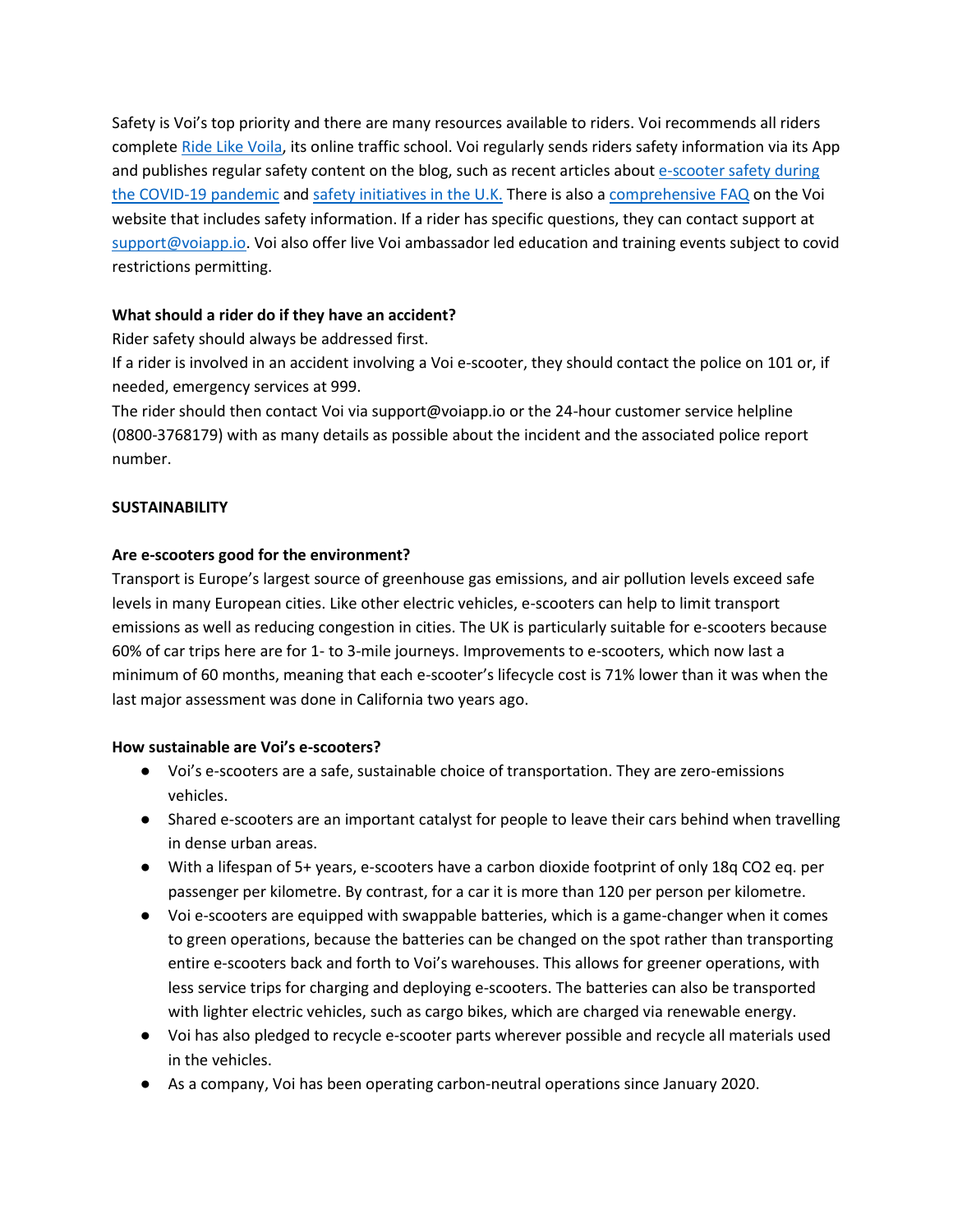Safety is Voi's top priority and there are many resources available to riders. Voi recommends all riders complete [Ride Like Voila](), its online traffic school. Voi regularly sends riders safety information via its App and publishes regular safety content on the blog, such as recent articles about [e-scooter safety during the COVID-19 pandemic]() and [safety initiatives in the U.K.]() There is also a [comprehensive FAQ]() on the Voi website that includes safety information. If a rider has specific questions, they can contact support at [support@voiapp.io](mailto:support@voiapp.io). Voi also offer live Voi ambassador led education and training events subject to covid restrictions permitting.

**What should a rider do if they have an accident?**

Rider safety should always be addressed first.

If a rider is involved in an accident involving a Voi e-scooter, they should contact the police on 101 or, if needed, emergency services at 999.

The rider should then contact Voi via support@voiapp.io or the 24-hour customer service helpline (0800-3768179) with as many details as possible about the incident and the associated police report number.

**SUSTAINABILITY**

**Are e-scooters good for the environment?**

Transport is Europe's largest source of greenhouse gas emissions, and air pollution levels exceed safe levels in many European cities. Like other electric vehicles, e-scooters can help to limit transport emissions as well as reducing congestion in cities. The UK is particularly suitable for e-scooters because 60% of car trips here are for 1- to 3-mile journeys. Improvements to e-scooters, which now last a minimum of 60 months, meaning that each e-scooter's lifecycle cost is 71% lower than it was when the last major assessment was done in California two years ago.

**How sustainable are Voi's e-scooters?**

- Voi's e-scooters are a safe, sustainable choice of transportation. They are zero-emissions vehicles.
- Shared e-scooters are an important catalyst for people to leave their cars behind when travelling in dense urban areas.
- With a lifespan of 5+ years, e-scooters have a carbon dioxide footprint of only 18q $CO_2$ eq. per passenger per kilometre. By contrast, for a car it is more than 120 per person per kilometre.
- Voi e-scooters are equipped with swappable batteries, which is a game-changer when it comes to green operations, because the batteries can be changed on the spot rather than transporting entire e-scooters back and forth to Voi's warehouses. This allows for greener operations, with less service trips for charging and deploying e-scooters. The batteries can also be transported with lighter electric vehicles, such as cargo bikes, which are charged via renewable energy.
- Voi has also pledged to recycle e-scooter parts wherever possible and recycle all materials used in the vehicles.
- As a company, Voi has been operating carbon-neutral operations since January 2020.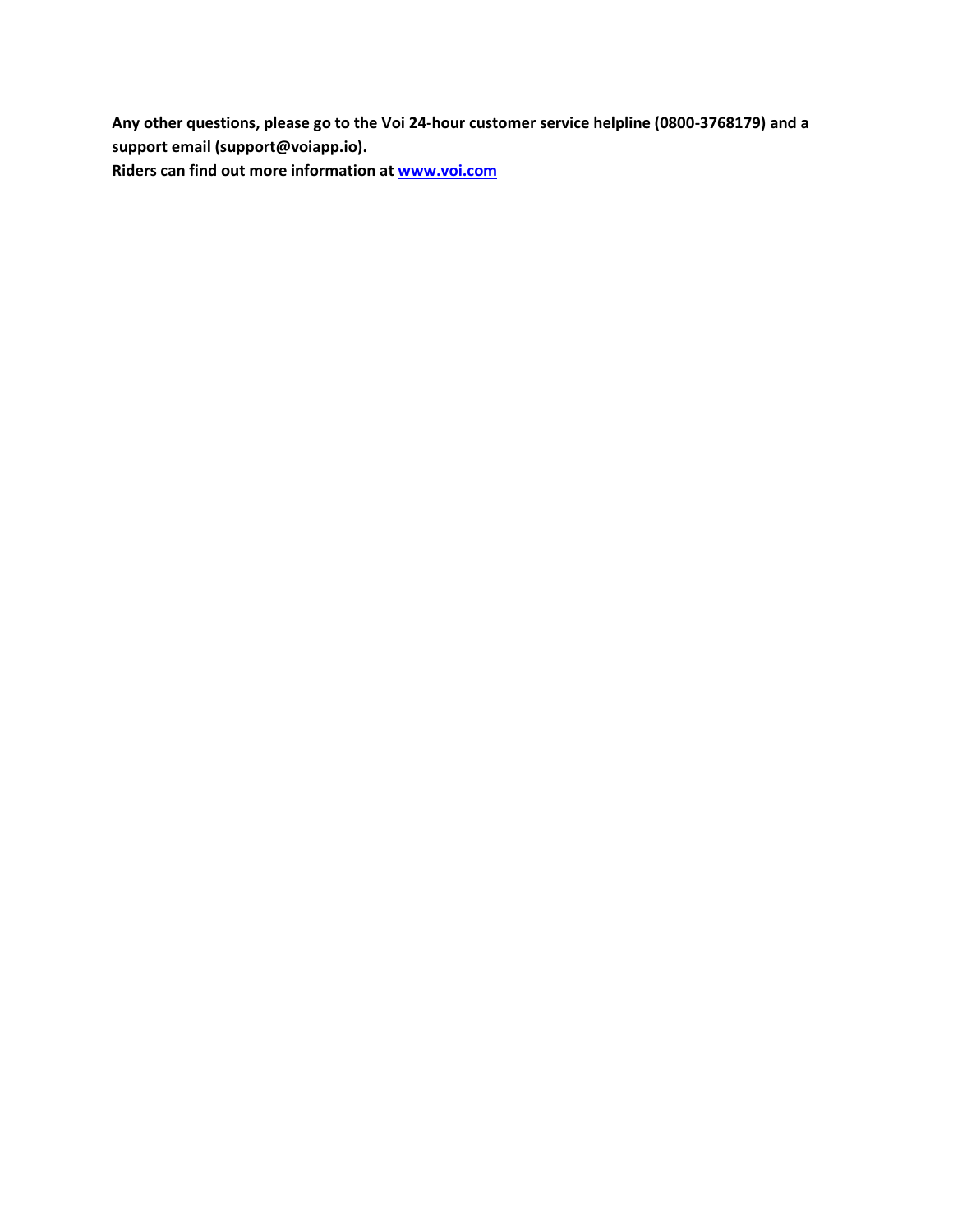**Any other questions, please go to the Voi 24-hour customer service helpline (0800-3768179) and a support email (support@voiapp.io).**
**Riders can find out more information at [www.voi.com](http://www.voi.com)**